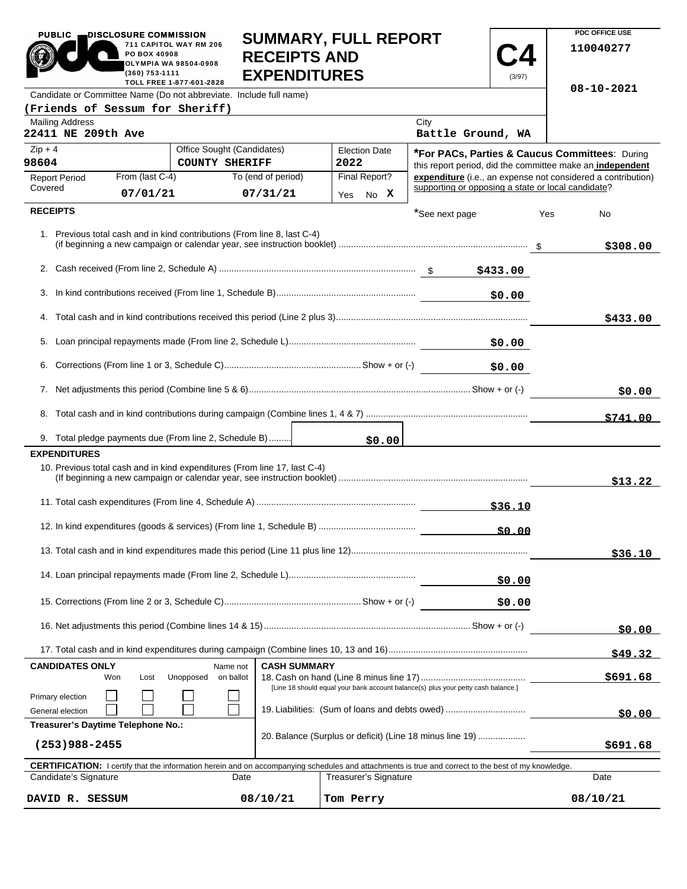PUBLIC DISCLOSURE COMMISSION
711 CAPITOL WAY RM 206
PO BOX 40908
OLYMPIA WA 98504-0908
(360) 753-1111
TOLL FREE 1-877-601-2828

# SUMMARY, FULL REPORT RECEIPTS AND EXPENDITURES

**C4** (3/97)

PDC OFFICE USE
110040277

08-10-2021

Candidate or Committee Name (Do not abbreviate. Include full name)
**(Friends of Sessum for Sheriff)**

| Mailing Address | City |
|---|---|
| 22411 NE 209th Ave | Battle Ground, WA |

| Zip + 4 | Office Sought (Candidates) | Election Date |
|---|---|---|
| 98604 | COUNTY SHERIFF | 2022 |

| Report Period Covered | From (last C-4) | To (end of period) | Final Report? |
|---|---|---|---|
| | 07/01/21 | 07/31/21 | Yes No **X** |

***For PACs, Parties & Caucus Committees**: During this report period, did the committee make an **independent expenditure** (i.e., an expense not considered a contribution) supporting or opposing a state or local candidate?

*See next page Yes No

## RECEIPTS

| | | |
|---|---|---|
| 1. Previous total cash and in kind contributions (From line 8, last C-4) (if beginning a new campaign or calendar year, see instruction booklet) | | $308.00 |
| 2. Cash received (From line 2, Schedule A) | $433.00 | |
| 3. In kind contributions received (From line 1, Schedule B) | $0.00 | |
| 4. Total cash and in kind contributions received this period (Line 2 plus 3) | | $433.00 |
| 5. Loan principal repayments made (From line 2, Schedule L) | $0.00 | |
| 6. Corrections (From line 1 or 3, Schedule C) Show + or (-) | $0.00 | |
| 7. Net adjustments this period (Combine line 5 & 6) Show + or (-) | | $0.00 |
| 8. Total cash and in kind contributions during campaign (Combine lines 1, 4 & 7) | | $741.00 |
| 9. Total pledge payments due (From line 2, Schedule B) | $0.00 | |

## EXPENDITURES

| | | |
|---|---|---|
| 10. Previous total cash and in kind expenditures (From line 17, last C-4) (If beginning a new campaign or calendar year, see instruction booklet) | | $13.22 |
| 11. Total cash expenditures (From line 4, Schedule A) | $36.10 | |
| 12. In kind expenditures (goods & services) (From line 1, Schedule B) | $0.00 | |
| 13. Total cash and in kind expenditures made this period (Line 11 plus line 12) | | $36.10 |
| 14. Loan principal repayments made (From line 2, Schedule L) | $0.00 | |
| 15. Corrections (From line 2 or 3, Schedule C) Show + or (-) | $0.00 | |
| 16. Net adjustments this period (Combine lines 14 & 15) Show + or (-) | | $0.00 |
| 17. Total cash and in kind expenditures during campaign (Combine lines 10, 13 and 16) | | $49.32 |

**CANDIDATES ONLY**

| | Won | Lost | Unopposed | Name not on ballot |
|---|---|---|---|---|
| Primary election | ☐ | ☐ | ☐ | ☐ |
| General election | ☐ | ☐ | ☐ | ☐ |

**Treasurer's Daytime Telephone No.:** (253)988-2455

**CASH SUMMARY**

| | |
|---|---|
| 18. Cash on hand (Line 8 minus line 17) [Line 18 should equal your bank account balance(s) plus your petty cash balance.] | $691.68 |
| 19. Liabilities: (Sum of loans and debts owed) | $0.00 |
| 20. Balance (Surplus or deficit) (Line 18 minus line 19) | $691.68 |

**CERTIFICATION:** I certify that the information herein and on accompanying schedules and attachments is true and correct to the best of my knowledge.

| Candidate's Signature | Date | Treasurer's Signature | Date |
|---|---|---|---|
| DAVID R. SESSUM | 08/10/21 | Tom Perry | 08/10/21 |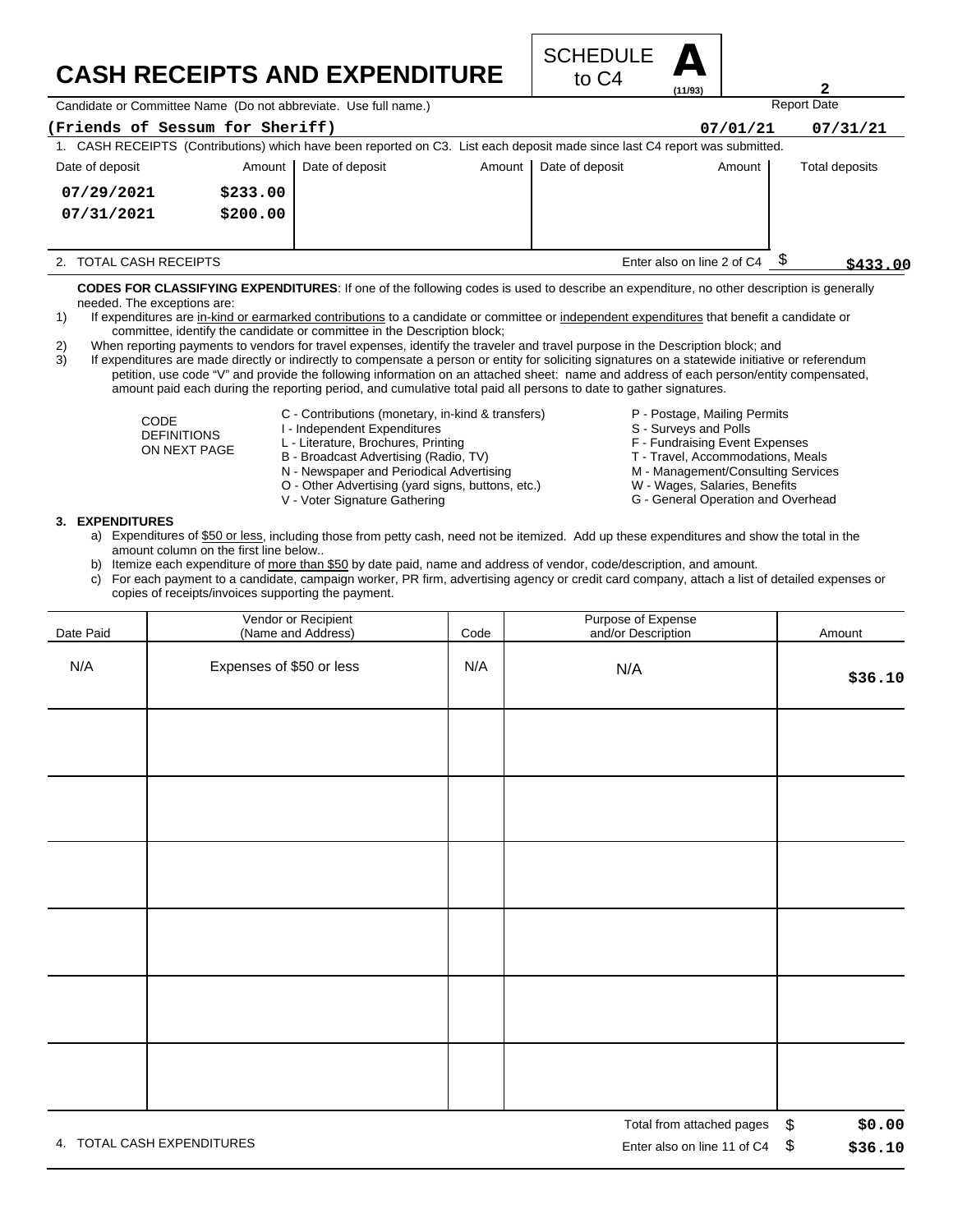# CASH RECEIPTS AND EXPENDITURE

SCHEDULE **A** to C4 (11/93)

Candidate or Committee Name (Do not abbreviate. Use full name.)

**(Friends of Sessum for Sheriff)**

Report Date: **07/01/21** **07/31/21**

1. CASH RECEIPTS (Contributions) which have been reported on C3. List each deposit made since last C4 report was submitted.

| Date of deposit | Amount | Date of deposit | Amount | Date of deposit | Amount | Total deposits |
|---|---|---|---|---|---|---|
| 07/29/2021 | $233.00 | | | | | |
| 07/31/2021 | $200.00 | | | | | |

2. TOTAL CASH RECEIPTS — Enter also on line 2 of C4 $ **$433.00**

**CODES FOR CLASSIFYING EXPENDITURES**: If one of the following codes is used to describe an expenditure, no other description is generally needed. The exceptions are:

1) If expenditures are in-kind or earmarked contributions to a candidate or committee or independent expenditures that benefit a candidate or committee, identify the candidate or committee in the Description block;
2) When reporting payments to vendors for travel expenses, identify the traveler and travel purpose in the Description block; and
3) If expenditures are made directly or indirectly to compensate a person or entity for soliciting signatures on a statewide initiative or referendum petition, use code "V" and provide the following information on an attached sheet: name and address of each person/entity compensated, amount paid each during the reporting period, and cumulative total paid all persons to date to gather signatures.

CODE DEFINITIONS ON NEXT PAGE

- C - Contributions (monetary, in-kind & transfers)
- I - Independent Expenditures
- L - Literature, Brochures, Printing
- B - Broadcast Advertising (Radio, TV)
- N - Newspaper and Periodical Advertising
- O - Other Advertising (yard signs, buttons, etc.)
- V - Voter Signature Gathering
- P - Postage, Mailing Permits
- S - Surveys and Polls
- F - Fundraising Event Expenses
- T - Travel, Accommodations, Meals
- M - Management/Consulting Services
- W - Wages, Salaries, Benefits
- G - General Operation and Overhead

**3. EXPENDITURES**

a) Expenditures of $50 or less, including those from petty cash, need not be itemized. Add up these expenditures and show the total in the amount column on the first line below..
b) Itemize each expenditure of more than $50 by date paid, name and address of vendor, code/description, and amount.
c) For each payment to a candidate, campaign worker, PR firm, advertising agency or credit card company, attach a list of detailed expenses or copies of receipts/invoices supporting the payment.

| Date Paid | Vendor or Recipient (Name and Address) | Code | Purpose of Expense and/or Description | Amount |
|---|---|---|---|---|
| N/A | Expenses of $50 or less | N/A | N/A | $36.10 |
| | | | | |
| | | | | |
| | | | | |
| | | | | |
| | | | | |
| | | | | |

Total from attached pages $ **$0.00**

4. TOTAL CASH EXPENDITURES — Enter also on line 11 of C4 $ **$36.10**